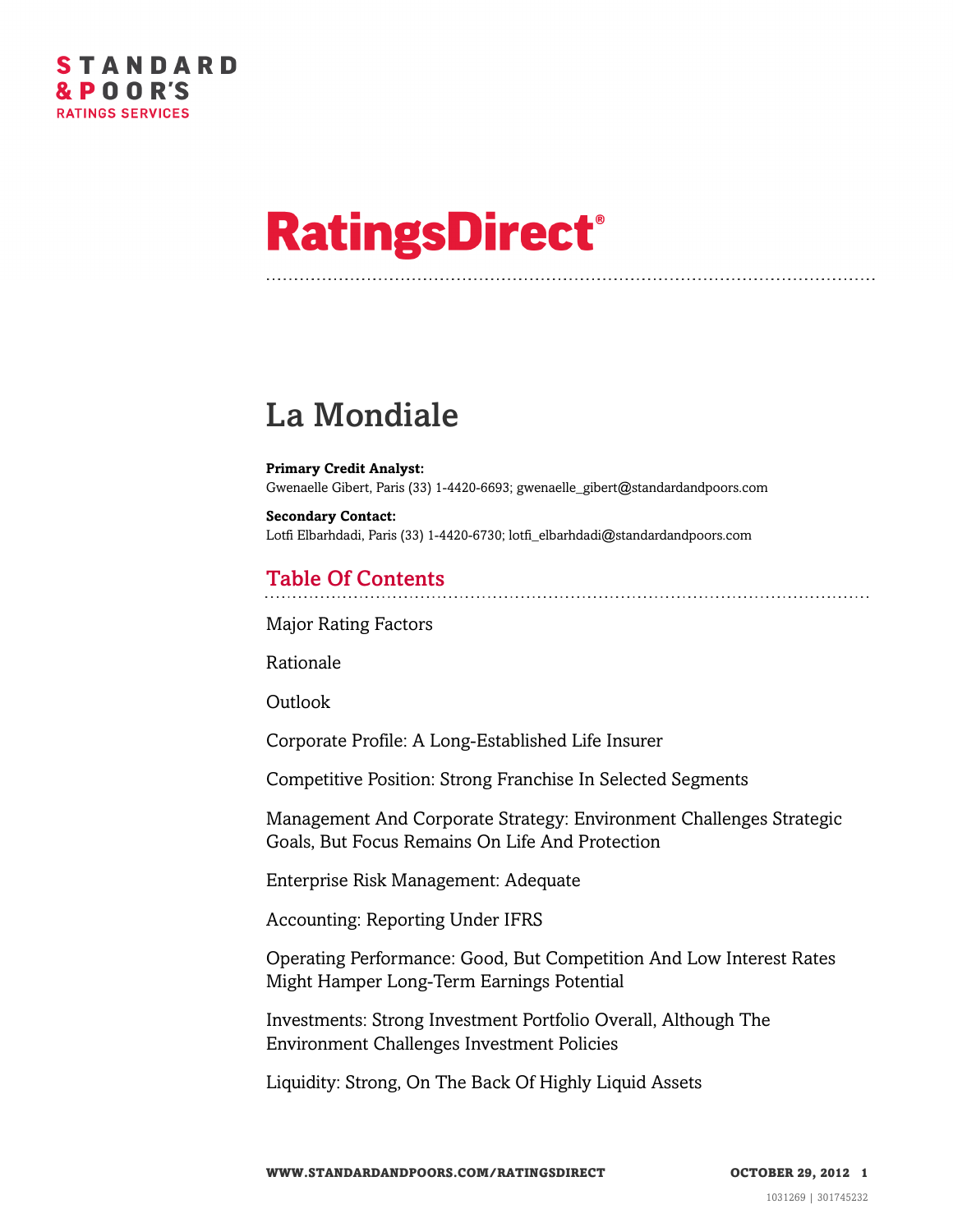STANDARD & POOR'S RATINGS SERVICES

# RatingsDirect®

# La Mondiale

**Primary Credit Analyst:**
Gwenaelle Gibert, Paris (33) 1-4420-6693; gwenaelle_gibert@standardandpoors.com

**Secondary Contact:**
Lotfi Elbarhdadi, Paris (33) 1-4420-6730; lotfi_elbarhdadi@standardandpoors.com

## Table Of Contents

Major Rating Factors

Rationale

Outlook

Corporate Profile: A Long-Established Life Insurer

Competitive Position: Strong Franchise In Selected Segments

Management And Corporate Strategy: Environment Challenges Strategic Goals, But Focus Remains On Life And Protection

Enterprise Risk Management: Adequate

Accounting: Reporting Under IFRS

Operating Performance: Good, But Competition And Low Interest Rates Might Hamper Long-Term Earnings Potential

Investments: Strong Investment Portfolio Overall, Although The Environment Challenges Investment Policies

Liquidity: Strong, On The Back Of Highly Liquid Assets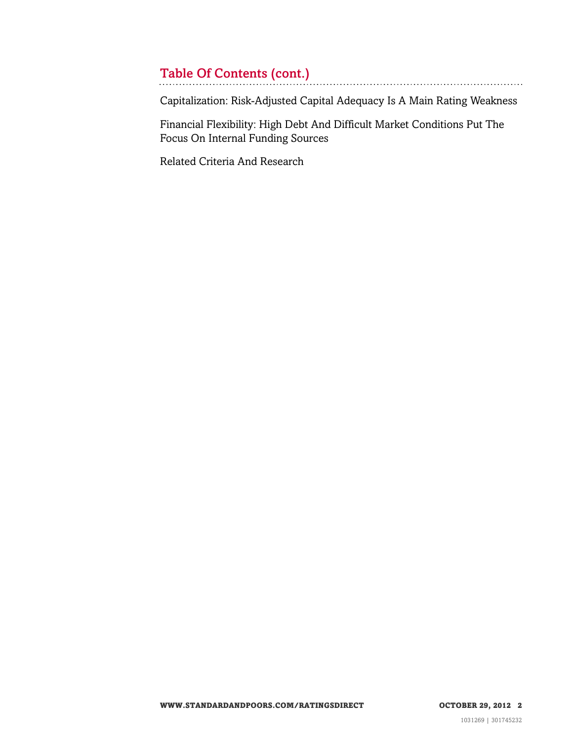## Table Of Contents (cont.)

Capitalization: Risk-Adjusted Capital Adequacy Is A Main Rating Weakness

Financial Flexibility: High Debt And Difficult Market Conditions Put The Focus On Internal Funding Sources

Related Criteria And Research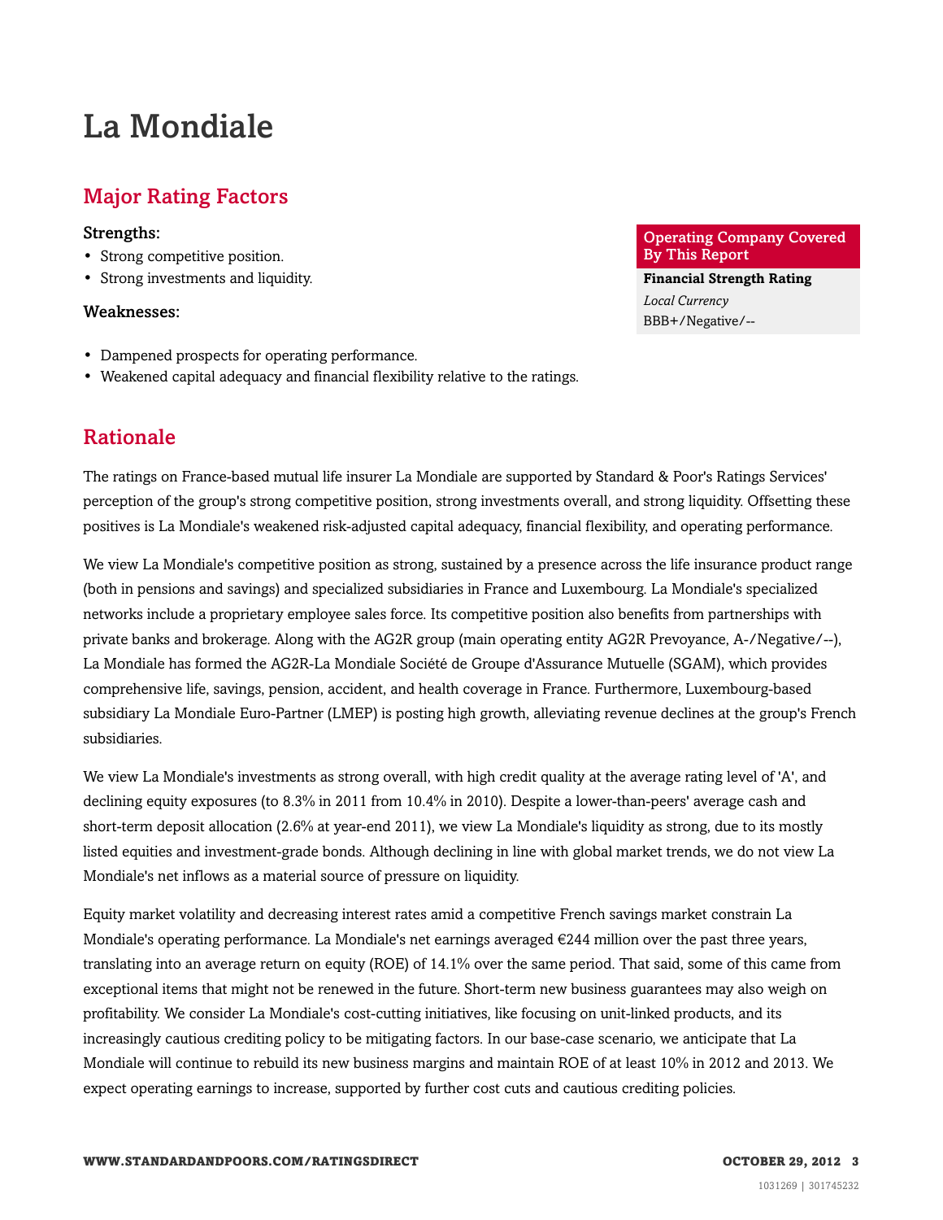# La Mondiale

## Major Rating Factors

### Strengths:

- Strong competitive position.
- Strong investments and liquidity.

### Weaknesses:

- Dampened prospects for operating performance.
- Weakened capital adequacy and financial flexibility relative to the ratings.

| Operating Company Covered By This Report |
|---|
| **Financial Strength Rating** |
| *Local Currency* |
| BBB+/Negative/-- |

## Rationale

The ratings on France-based mutual life insurer La Mondiale are supported by Standard & Poor's Ratings Services' perception of the group's strong competitive position, strong investments overall, and strong liquidity. Offsetting these positives is La Mondiale's weakened risk-adjusted capital adequacy, financial flexibility, and operating performance.

We view La Mondiale's competitive position as strong, sustained by a presence across the life insurance product range (both in pensions and savings) and specialized subsidiaries in France and Luxembourg. La Mondiale's specialized networks include a proprietary employee sales force. Its competitive position also benefits from partnerships with private banks and brokerage. Along with the AG2R group (main operating entity AG2R Prevoyance, A-/Negative/--), La Mondiale has formed the AG2R-La Mondiale Société de Groupe d'Assurance Mutuelle (SGAM), which provides comprehensive life, savings, pension, accident, and health coverage in France. Furthermore, Luxembourg-based subsidiary La Mondiale Euro-Partner (LMEP) is posting high growth, alleviating revenue declines at the group's French subsidiaries.

We view La Mondiale's investments as strong overall, with high credit quality at the average rating level of 'A', and declining equity exposures (to 8.3% in 2011 from 10.4% in 2010). Despite a lower-than-peers' average cash and short-term deposit allocation (2.6% at year-end 2011), we view La Mondiale's liquidity as strong, due to its mostly listed equities and investment-grade bonds. Although declining in line with global market trends, we do not view La Mondiale's net inflows as a material source of pressure on liquidity.

Equity market volatility and decreasing interest rates amid a competitive French savings market constrain La Mondiale's operating performance. La Mondiale's net earnings averaged €244 million over the past three years, translating into an average return on equity (ROE) of 14.1% over the same period. That said, some of this came from exceptional items that might not be renewed in the future. Short-term new business guarantees may also weigh on profitability. We consider La Mondiale's cost-cutting initiatives, like focusing on unit-linked products, and its increasingly cautious crediting policy to be mitigating factors. In our base-case scenario, we anticipate that La Mondiale will continue to rebuild its new business margins and maintain ROE of at least 10% in 2012 and 2013. We expect operating earnings to increase, supported by further cost cuts and cautious crediting policies.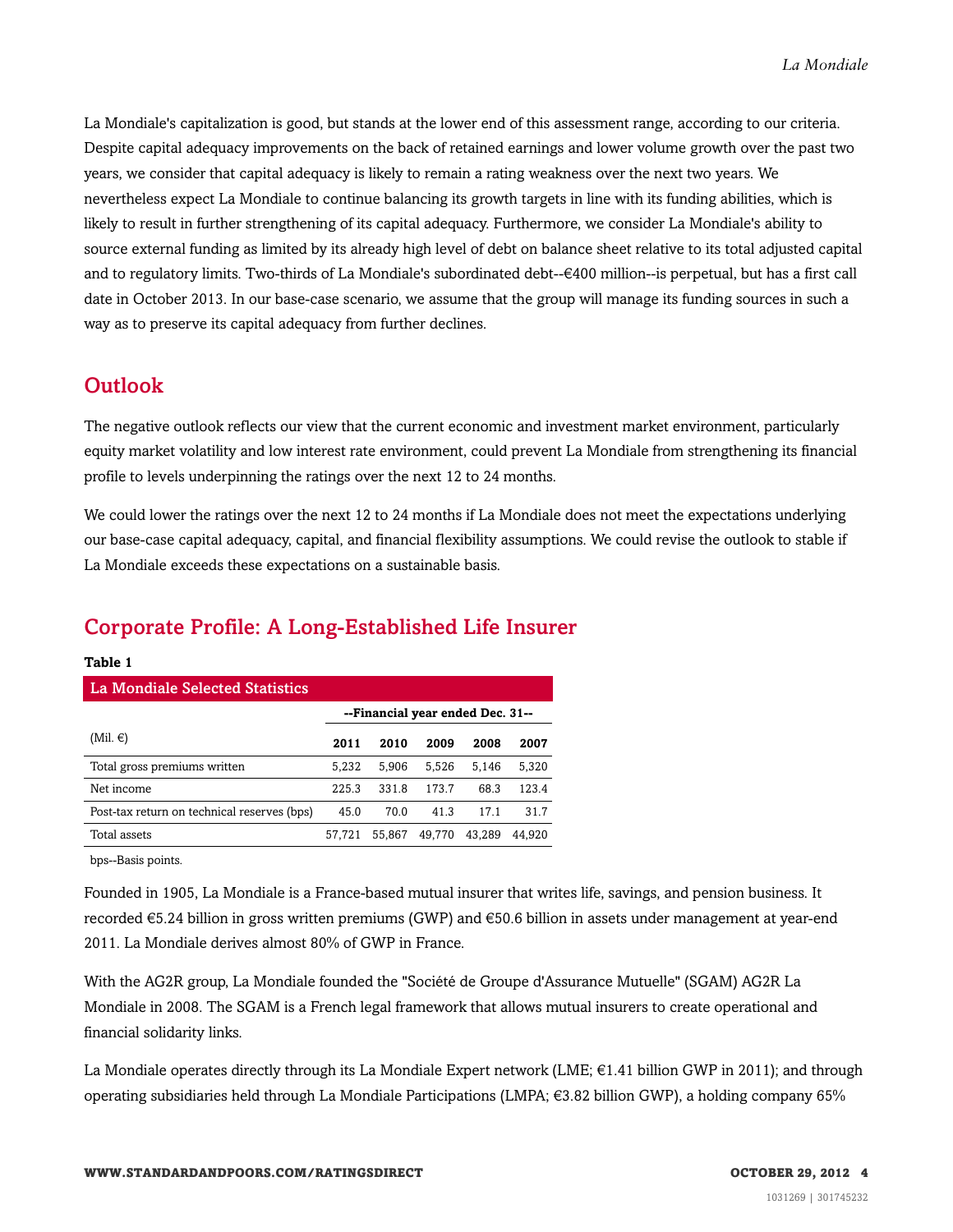La Mondiale's capitalization is good, but stands at the lower end of this assessment range, according to our criteria. Despite capital adequacy improvements on the back of retained earnings and lower volume growth over the past two years, we consider that capital adequacy is likely to remain a rating weakness over the next two years. We nevertheless expect La Mondiale to continue balancing its growth targets in line with its funding abilities, which is likely to result in further strengthening of its capital adequacy. Furthermore, we consider La Mondiale's ability to source external funding as limited by its already high level of debt on balance sheet relative to its total adjusted capital and to regulatory limits. Two-thirds of La Mondiale's subordinated debt--€400 million--is perpetual, but has a first call date in October 2013. In our base-case scenario, we assume that the group will manage its funding sources in such a way as to preserve its capital adequacy from further declines.

## Outlook

The negative outlook reflects our view that the current economic and investment market environment, particularly equity market volatility and low interest rate environment, could prevent La Mondiale from strengthening its financial profile to levels underpinning the ratings over the next 12 to 24 months.

We could lower the ratings over the next 12 to 24 months if La Mondiale does not meet the expectations underlying our base-case capital adequacy, capital, and financial flexibility assumptions. We could revise the outlook to stable if La Mondiale exceeds these expectations on a sustainable basis.

## Corporate Profile: A Long-Established Life Insurer

**Table 1**

| La Mondiale Selected Statistics | | | | | |
|---|---|---|---|---|---|
| | --Financial year ended Dec. 31-- | | | | |
| (Mil. €) | **2011** | **2010** | **2009** | **2008** | **2007** |
| Total gross premiums written | 5,232 | 5,906 | 5,526 | 5,146 | 5,320 |
| Net income | 225.3 | 331.8 | 173.7 | 68.3 | 123.4 |
| Post-tax return on technical reserves (bps) | 45.0 | 70.0 | 41.3 | 17.1 | 31.7 |
| Total assets | 57,721 | 55,867 | 49,770 | 43,289 | 44,920 |

bps--Basis points.

Founded in 1905, La Mondiale is a France-based mutual insurer that writes life, savings, and pension business. It recorded €5.24 billion in gross written premiums (GWP) and €50.6 billion in assets under management at year-end 2011. La Mondiale derives almost 80% of GWP in France.

With the AG2R group, La Mondiale founded the "Société de Groupe d'Assurance Mutuelle" (SGAM) AG2R La Mondiale in 2008. The SGAM is a French legal framework that allows mutual insurers to create operational and financial solidarity links.

La Mondiale operates directly through its La Mondiale Expert network (LME; €1.41 billion GWP in 2011); and through operating subsidiaries held through La Mondiale Participations (LMPA; €3.82 billion GWP), a holding company 65%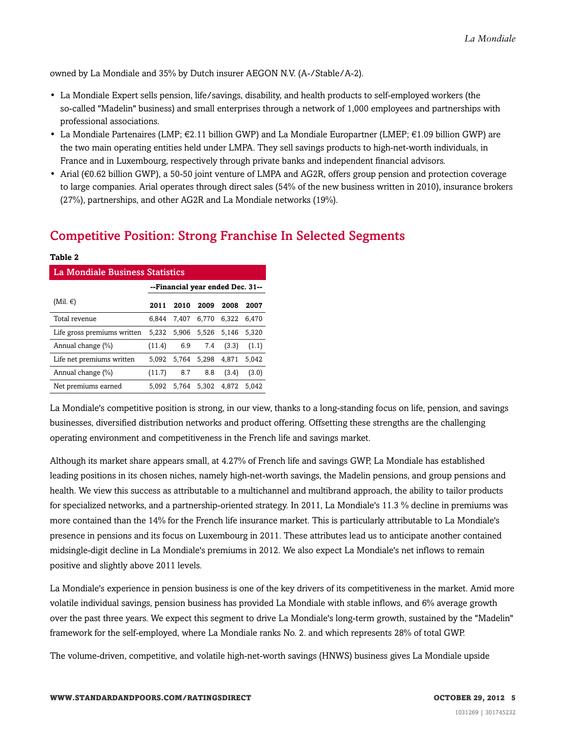owned by La Mondiale and 35% by Dutch insurer AEGON N.V. (A-/Stable/A-2).

- La Mondiale Expert sells pension, life/savings, disability, and health products to self-employed workers (the so-called "Madelin" business) and small enterprises through a network of 1,000 employees and partnerships with professional associations.
- La Mondiale Partenaires (LMP; €2.11 billion GWP) and La Mondiale Europartner (LMEP; €1.09 billion GWP) are the two main operating entities held under LMPA. They sell savings products to high-net-worth individuals, in France and in Luxembourg, respectively through private banks and independent financial advisors.
- Arial (€0.62 billion GWP), a 50-50 joint venture of LMPA and AG2R, offers group pension and protection coverage to large companies. Arial operates through direct sales (54% of the new business written in 2010), insurance brokers (27%), partnerships, and other AG2R and La Mondiale networks (19%).

## Competitive Position: Strong Franchise In Selected Segments

**Table 2**

**La Mondiale Business Statistics**

| | --Financial year ended Dec. 31-- | | | | |
|---|---|---|---|---|---|
| (Mil. €) | **2011** | **2010** | **2009** | **2008** | **2007** |
| Total revenue | 6,844 | 7,407 | 6,770 | 6,322 | 6,470 |
| Life gross premiums written | 5,232 | 5,906 | 5,526 | 5,146 | 5,320 |
| Annual change (%) | (11.4) | 6.9 | 7.4 | (3.3) | (1.1) |
| Life net premiums written | 5,092 | 5,764 | 5,298 | 4,871 | 5,042 |
| Annual change (%) | (11.7) | 8.7 | 8.8 | (3.4) | (3.0) |
| Net premiums earned | 5,092 | 5,764 | 5,302 | 4,872 | 5,042 |

La Mondiale's competitive position is strong, in our view, thanks to a long-standing focus on life, pension, and savings businesses, diversified distribution networks and product offering. Offsetting these strengths are the challenging operating environment and competitiveness in the French life and savings market.

Although its market share appears small, at 4.27% of French life and savings GWP, La Mondiale has established leading positions in its chosen niches, namely high-net-worth savings, the Madelin pensions, and group pensions and health. We view this success as attributable to a multichannel and multibrand approach, the ability to tailor products for specialized networks, and a partnership-oriented strategy. In 2011, La Mondiale's 11.3 % decline in premiums was more contained than the 14% for the French life insurance market. This is particularly attributable to La Mondiale's presence in pensions and its focus on Luxembourg in 2011. These attributes lead us to anticipate another contained midsingle-digit decline in La Mondiale's premiums in 2012. We also expect La Mondiale's net inflows to remain positive and slightly above 2011 levels.

La Mondiale's experience in pension business is one of the key drivers of its competitiveness in the market. Amid more volatile individual savings, pension business has provided La Mondiale with stable inflows, and 6% average growth over the past three years. We expect this segment to drive La Mondiale's long-term growth, sustained by the "Madelin" framework for the self-employed, where La Mondiale ranks No. 2. and which represents 28% of total GWP.

The volume-driven, competitive, and volatile high-net-worth savings (HNWS) business gives La Mondiale upside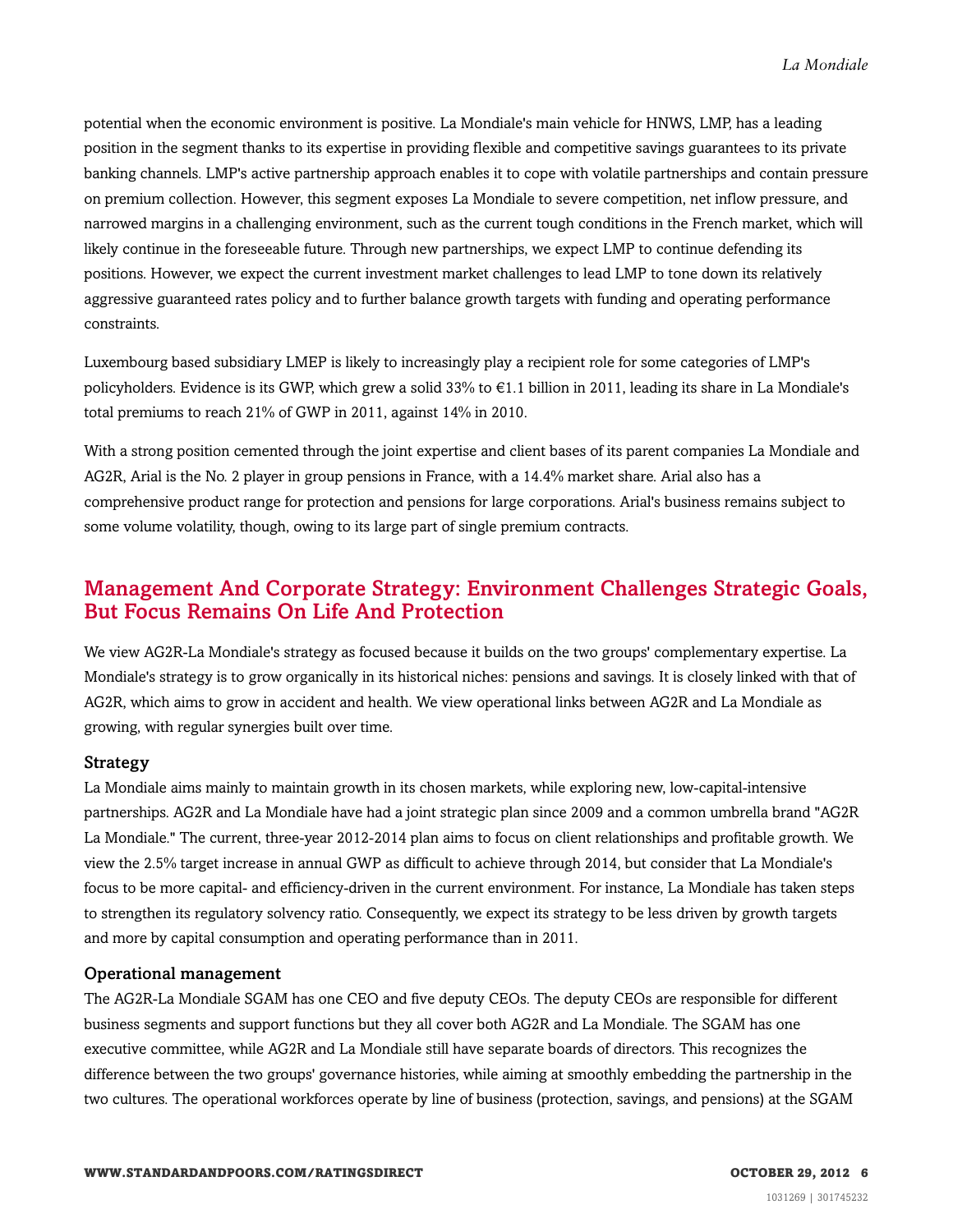potential when the economic environment is positive. La Mondiale's main vehicle for HNWS, LMP, has a leading position in the segment thanks to its expertise in providing flexible and competitive savings guarantees to its private banking channels. LMP's active partnership approach enables it to cope with volatile partnerships and contain pressure on premium collection. However, this segment exposes La Mondiale to severe competition, net inflow pressure, and narrowed margins in a challenging environment, such as the current tough conditions in the French market, which will likely continue in the foreseeable future. Through new partnerships, we expect LMP to continue defending its positions. However, we expect the current investment market challenges to lead LMP to tone down its relatively aggressive guaranteed rates policy and to further balance growth targets with funding and operating performance constraints.

Luxembourg based subsidiary LMEP is likely to increasingly play a recipient role for some categories of LMP's policyholders. Evidence is its GWP, which grew a solid 33% to €1.1 billion in 2011, leading its share in La Mondiale's total premiums to reach 21% of GWP in 2011, against 14% in 2010.

With a strong position cemented through the joint expertise and client bases of its parent companies La Mondiale and AG2R, Arial is the No. 2 player in group pensions in France, with a 14.4% market share. Arial also has a comprehensive product range for protection and pensions for large corporations. Arial's business remains subject to some volume volatility, though, owing to its large part of single premium contracts.

## Management And Corporate Strategy: Environment Challenges Strategic Goals, But Focus Remains On Life And Protection

We view AG2R-La Mondiale's strategy as focused because it builds on the two groups' complementary expertise. La Mondiale's strategy is to grow organically in its historical niches: pensions and savings. It is closely linked with that of AG2R, which aims to grow in accident and health. We view operational links between AG2R and La Mondiale as growing, with regular synergies built over time.

### Strategy

La Mondiale aims mainly to maintain growth in its chosen markets, while exploring new, low-capital-intensive partnerships. AG2R and La Mondiale have had a joint strategic plan since 2009 and a common umbrella brand "AG2R La Mondiale." The current, three-year 2012-2014 plan aims to focus on client relationships and profitable growth. We view the 2.5% target increase in annual GWP as difficult to achieve through 2014, but consider that La Mondiale's focus to be more capital- and efficiency-driven in the current environment. For instance, La Mondiale has taken steps to strengthen its regulatory solvency ratio. Consequently, we expect its strategy to be less driven by growth targets and more by capital consumption and operating performance than in 2011.

### Operational management

The AG2R-La Mondiale SGAM has one CEO and five deputy CEOs. The deputy CEOs are responsible for different business segments and support functions but they all cover both AG2R and La Mondiale. The SGAM has one executive committee, while AG2R and La Mondiale still have separate boards of directors. This recognizes the difference between the two groups' governance histories, while aiming at smoothly embedding the partnership in the two cultures. The operational workforces operate by line of business (protection, savings, and pensions) at the SGAM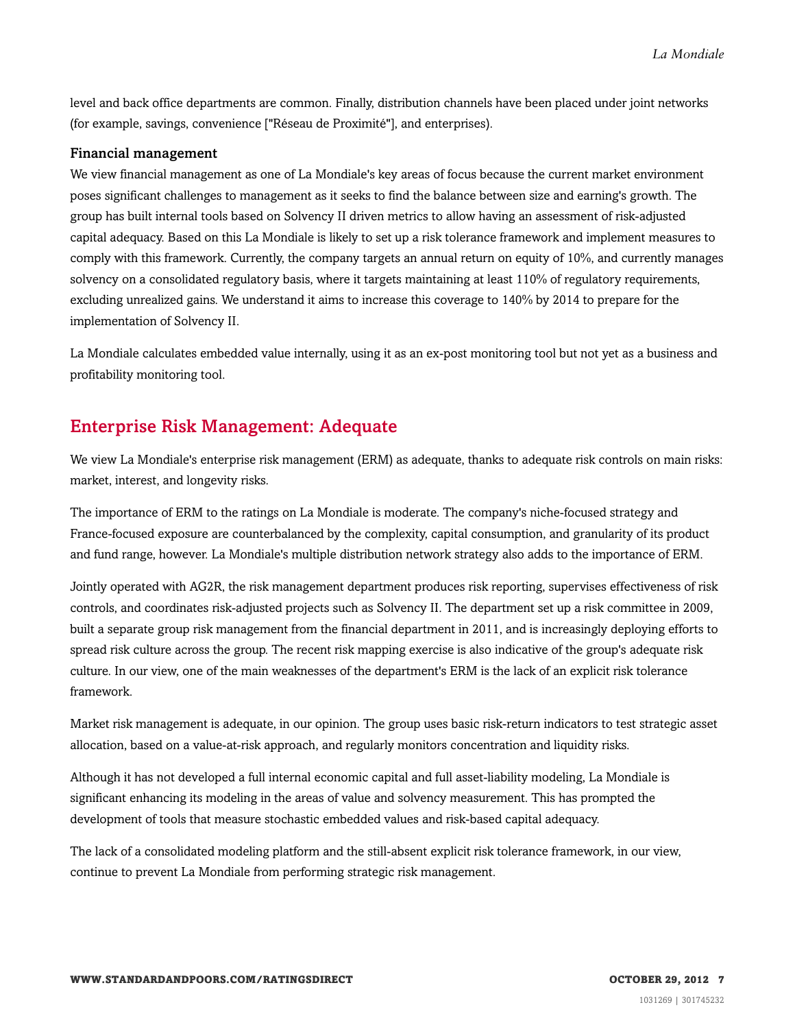level and back office departments are common. Finally, distribution channels have been placed under joint networks (for example, savings, convenience ["Réseau de Proximité"], and enterprises).

### Financial management

We view financial management as one of La Mondiale's key areas of focus because the current market environment poses significant challenges to management as it seeks to find the balance between size and earning's growth. The group has built internal tools based on Solvency II driven metrics to allow having an assessment of risk-adjusted capital adequacy. Based on this La Mondiale is likely to set up a risk tolerance framework and implement measures to comply with this framework. Currently, the company targets an annual return on equity of 10%, and currently manages solvency on a consolidated regulatory basis, where it targets maintaining at least 110% of regulatory requirements, excluding unrealized gains. We understand it aims to increase this coverage to 140% by 2014 to prepare for the implementation of Solvency II.

La Mondiale calculates embedded value internally, using it as an ex-post monitoring tool but not yet as a business and profitability monitoring tool.

## Enterprise Risk Management: Adequate

We view La Mondiale's enterprise risk management (ERM) as adequate, thanks to adequate risk controls on main risks: market, interest, and longevity risks.

The importance of ERM to the ratings on La Mondiale is moderate. The company's niche-focused strategy and France-focused exposure are counterbalanced by the complexity, capital consumption, and granularity of its product and fund range, however. La Mondiale's multiple distribution network strategy also adds to the importance of ERM.

Jointly operated with AG2R, the risk management department produces risk reporting, supervises effectiveness of risk controls, and coordinates risk-adjusted projects such as Solvency II. The department set up a risk committee in 2009, built a separate group risk management from the financial department in 2011, and is increasingly deploying efforts to spread risk culture across the group. The recent risk mapping exercise is also indicative of the group's adequate risk culture. In our view, one of the main weaknesses of the department's ERM is the lack of an explicit risk tolerance framework.

Market risk management is adequate, in our opinion. The group uses basic risk-return indicators to test strategic asset allocation, based on a value-at-risk approach, and regularly monitors concentration and liquidity risks.

Although it has not developed a full internal economic capital and full asset-liability modeling, La Mondiale is significant enhancing its modeling in the areas of value and solvency measurement. This has prompted the development of tools that measure stochastic embedded values and risk-based capital adequacy.

The lack of a consolidated modeling platform and the still-absent explicit risk tolerance framework, in our view, continue to prevent La Mondiale from performing strategic risk management.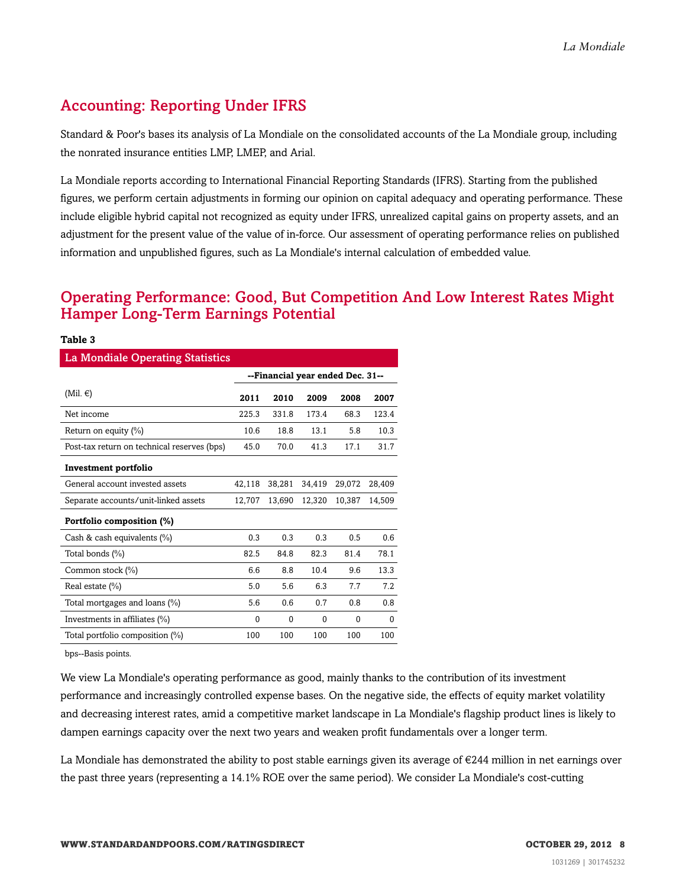## Accounting: Reporting Under IFRS

Standard & Poor's bases its analysis of La Mondiale on the consolidated accounts of the La Mondiale group, including the nonrated insurance entities LMP, LMEP, and Arial.

La Mondiale reports according to International Financial Reporting Standards (IFRS). Starting from the published figures, we perform certain adjustments in forming our opinion on capital adequacy and operating performance. These include eligible hybrid capital not recognized as equity under IFRS, unrealized capital gains on property assets, and an adjustment for the present value of the value of in-force. Our assessment of operating performance relies on published information and unpublished figures, such as La Mondiale's internal calculation of embedded value.

## Operating Performance: Good, But Competition And Low Interest Rates Might Hamper Long-Term Earnings Potential

**Table 3**

| La Mondiale Operating Statistics | | | | | |
|---|---|---|---|---|---|
| | --Financial year ended Dec. 31-- | | | | |
| (Mil. €) | 2011 | 2010 | 2009 | 2008 | 2007 |
| Net income | 225.3 | 331.8 | 173.4 | 68.3 | 123.4 |
| Return on equity (%) | 10.6 | 18.8 | 13.1 | 5.8 | 10.3 |
| Post-tax return on technical reserves (bps) | 45.0 | 70.0 | 41.3 | 17.1 | 31.7 |
| **Investment portfolio** | | | | | |
| General account invested assets | 42,118 | 38,281 | 34,419 | 29,072 | 28,409 |
| Separate accounts/unit-linked assets | 12,707 | 13,690 | 12,320 | 10,387 | 14,509 |
| **Portfolio composition (%)** | | | | | |
| Cash & cash equivalents (%) | 0.3 | 0.3 | 0.3 | 0.5 | 0.6 |
| Total bonds (%) | 82.5 | 84.8 | 82.3 | 81.4 | 78.1 |
| Common stock (%) | 6.6 | 8.8 | 10.4 | 9.6 | 13.3 |
| Real estate (%) | 5.0 | 5.6 | 6.3 | 7.7 | 7.2 |
| Total mortgages and loans (%) | 5.6 | 0.6 | 0.7 | 0.8 | 0.8 |
| Investments in affiliates (%) | 0 | 0 | 0 | 0 | 0 |
| Total portfolio composition (%) | 100 | 100 | 100 | 100 | 100 |

bps--Basis points.

We view La Mondiale's operating performance as good, mainly thanks to the contribution of its investment performance and increasingly controlled expense bases. On the negative side, the effects of equity market volatility and decreasing interest rates, amid a competitive market landscape in La Mondiale's flagship product lines is likely to dampen earnings capacity over the next two years and weaken profit fundamentals over a longer term.

La Mondiale has demonstrated the ability to post stable earnings given its average of €244 million in net earnings over the past three years (representing a 14.1% ROE over the same period). We consider La Mondiale's cost-cutting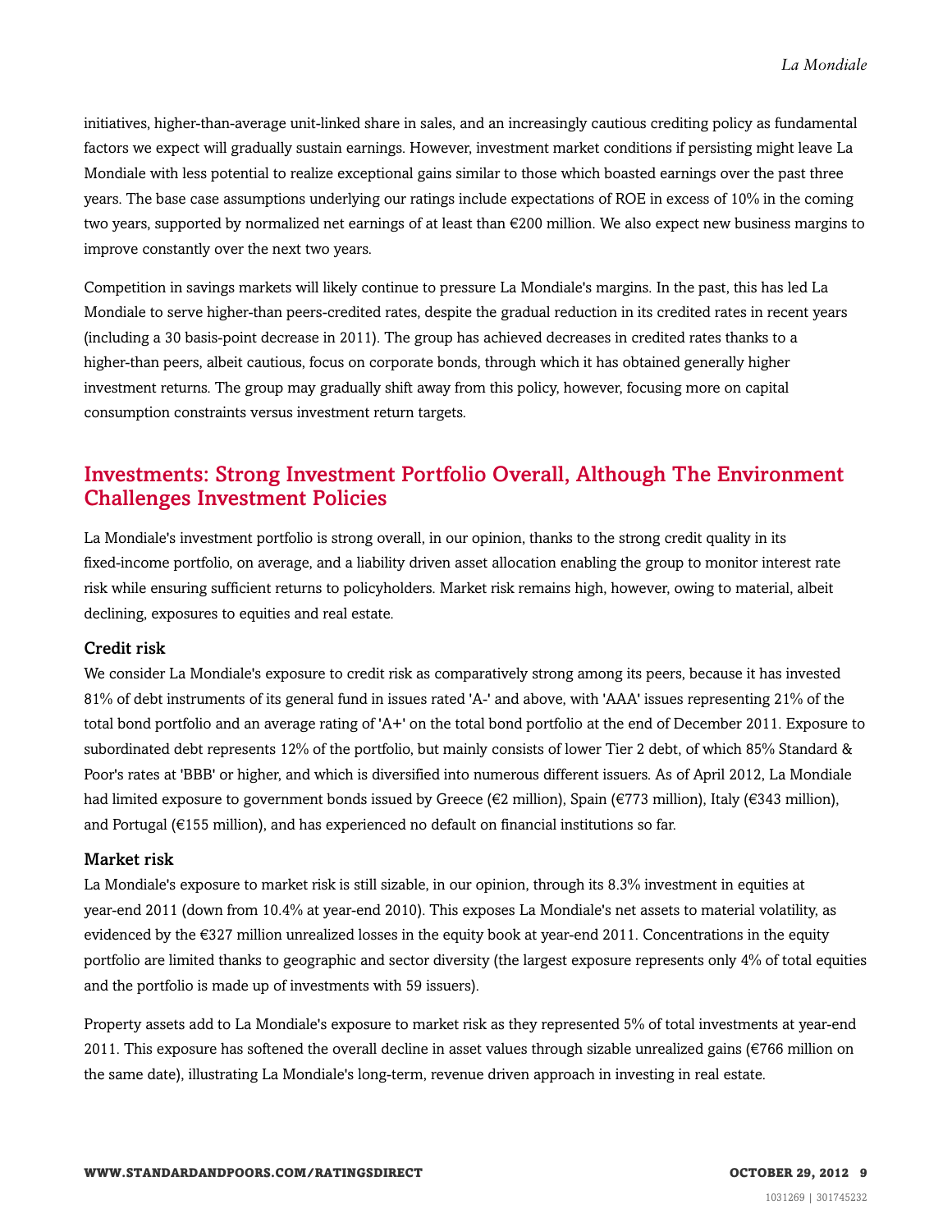initiatives, higher-than-average unit-linked share in sales, and an increasingly cautious crediting policy as fundamental factors we expect will gradually sustain earnings. However, investment market conditions if persisting might leave La Mondiale with less potential to realize exceptional gains similar to those which boasted earnings over the past three years. The base case assumptions underlying our ratings include expectations of ROE in excess of 10% in the coming two years, supported by normalized net earnings of at least than €200 million. We also expect new business margins to improve constantly over the next two years.

Competition in savings markets will likely continue to pressure La Mondiale's margins. In the past, this has led La Mondiale to serve higher-than peers-credited rates, despite the gradual reduction in its credited rates in recent years (including a 30 basis-point decrease in 2011). The group has achieved decreases in credited rates thanks to a higher-than peers, albeit cautious, focus on corporate bonds, through which it has obtained generally higher investment returns. The group may gradually shift away from this policy, however, focusing more on capital consumption constraints versus investment return targets.

## Investments: Strong Investment Portfolio Overall, Although The Environment Challenges Investment Policies

La Mondiale's investment portfolio is strong overall, in our opinion, thanks to the strong credit quality in its fixed-income portfolio, on average, and a liability driven asset allocation enabling the group to monitor interest rate risk while ensuring sufficient returns to policyholders. Market risk remains high, however, owing to material, albeit declining, exposures to equities and real estate.

### Credit risk

We consider La Mondiale's exposure to credit risk as comparatively strong among its peers, because it has invested 81% of debt instruments of its general fund in issues rated 'A-' and above, with 'AAA' issues representing 21% of the total bond portfolio and an average rating of 'A+' on the total bond portfolio at the end of December 2011. Exposure to subordinated debt represents 12% of the portfolio, but mainly consists of lower Tier 2 debt, of which 85% Standard & Poor's rates at 'BBB' or higher, and which is diversified into numerous different issuers. As of April 2012, La Mondiale had limited exposure to government bonds issued by Greece (€2 million), Spain (€773 million), Italy (€343 million), and Portugal (€155 million), and has experienced no default on financial institutions so far.

### Market risk

La Mondiale's exposure to market risk is still sizable, in our opinion, through its 8.3% investment in equities at year-end 2011 (down from 10.4% at year-end 2010). This exposes La Mondiale's net assets to material volatility, as evidenced by the €327 million unrealized losses in the equity book at year-end 2011. Concentrations in the equity portfolio are limited thanks to geographic and sector diversity (the largest exposure represents only 4% of total equities and the portfolio is made up of investments with 59 issuers).

Property assets add to La Mondiale's exposure to market risk as they represented 5% of total investments at year-end 2011. This exposure has softened the overall decline in asset values through sizable unrealized gains (€766 million on the same date), illustrating La Mondiale's long-term, revenue driven approach in investing in real estate.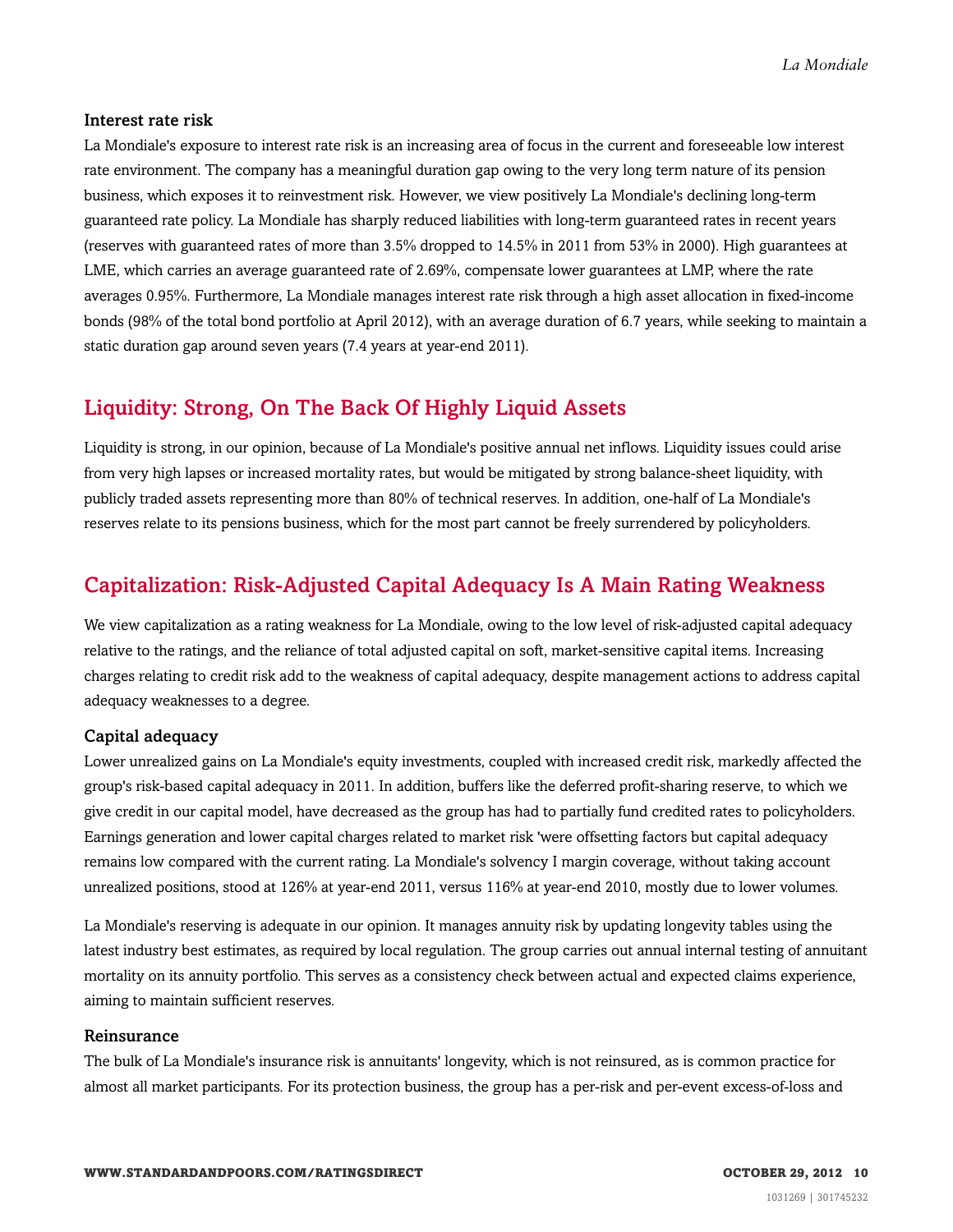### Interest rate risk

La Mondiale's exposure to interest rate risk is an increasing area of focus in the current and foreseeable low interest rate environment. The company has a meaningful duration gap owing to the very long term nature of its pension business, which exposes it to reinvestment risk. However, we view positively La Mondiale's declining long-term guaranteed rate policy. La Mondiale has sharply reduced liabilities with long-term guaranteed rates in recent years (reserves with guaranteed rates of more than 3.5% dropped to 14.5% in 2011 from 53% in 2000). High guarantees at LME, which carries an average guaranteed rate of 2.69%, compensate lower guarantees at LMP, where the rate averages 0.95%. Furthermore, La Mondiale manages interest rate risk through a high asset allocation in fixed-income bonds (98% of the total bond portfolio at April 2012), with an average duration of 6.7 years, while seeking to maintain a static duration gap around seven years (7.4 years at year-end 2011).

## Liquidity: Strong, On The Back Of Highly Liquid Assets

Liquidity is strong, in our opinion, because of La Mondiale's positive annual net inflows. Liquidity issues could arise from very high lapses or increased mortality rates, but would be mitigated by strong balance-sheet liquidity, with publicly traded assets representing more than 80% of technical reserves. In addition, one-half of La Mondiale's reserves relate to its pensions business, which for the most part cannot be freely surrendered by policyholders.

## Capitalization: Risk-Adjusted Capital Adequacy Is A Main Rating Weakness

We view capitalization as a rating weakness for La Mondiale, owing to the low level of risk-adjusted capital adequacy relative to the ratings, and the reliance of total adjusted capital on soft, market-sensitive capital items. Increasing charges relating to credit risk add to the weakness of capital adequacy, despite management actions to address capital adequacy weaknesses to a degree.

### Capital adequacy

Lower unrealized gains on La Mondiale's equity investments, coupled with increased credit risk, markedly affected the group's risk-based capital adequacy in 2011. In addition, buffers like the deferred profit-sharing reserve, to which we give credit in our capital model, have decreased as the group has had to partially fund credited rates to policyholders. Earnings generation and lower capital charges related to market risk 'were offsetting factors but capital adequacy remains low compared with the current rating. La Mondiale's solvency I margin coverage, without taking account unrealized positions, stood at 126% at year-end 2011, versus 116% at year-end 2010, mostly due to lower volumes.

La Mondiale's reserving is adequate in our opinion. It manages annuity risk by updating longevity tables using the latest industry best estimates, as required by local regulation. The group carries out annual internal testing of annuitant mortality on its annuity portfolio. This serves as a consistency check between actual and expected claims experience, aiming to maintain sufficient reserves.

### Reinsurance

The bulk of La Mondiale's insurance risk is annuitants' longevity, which is not reinsured, as is common practice for almost all market participants. For its protection business, the group has a per-risk and per-event excess-of-loss and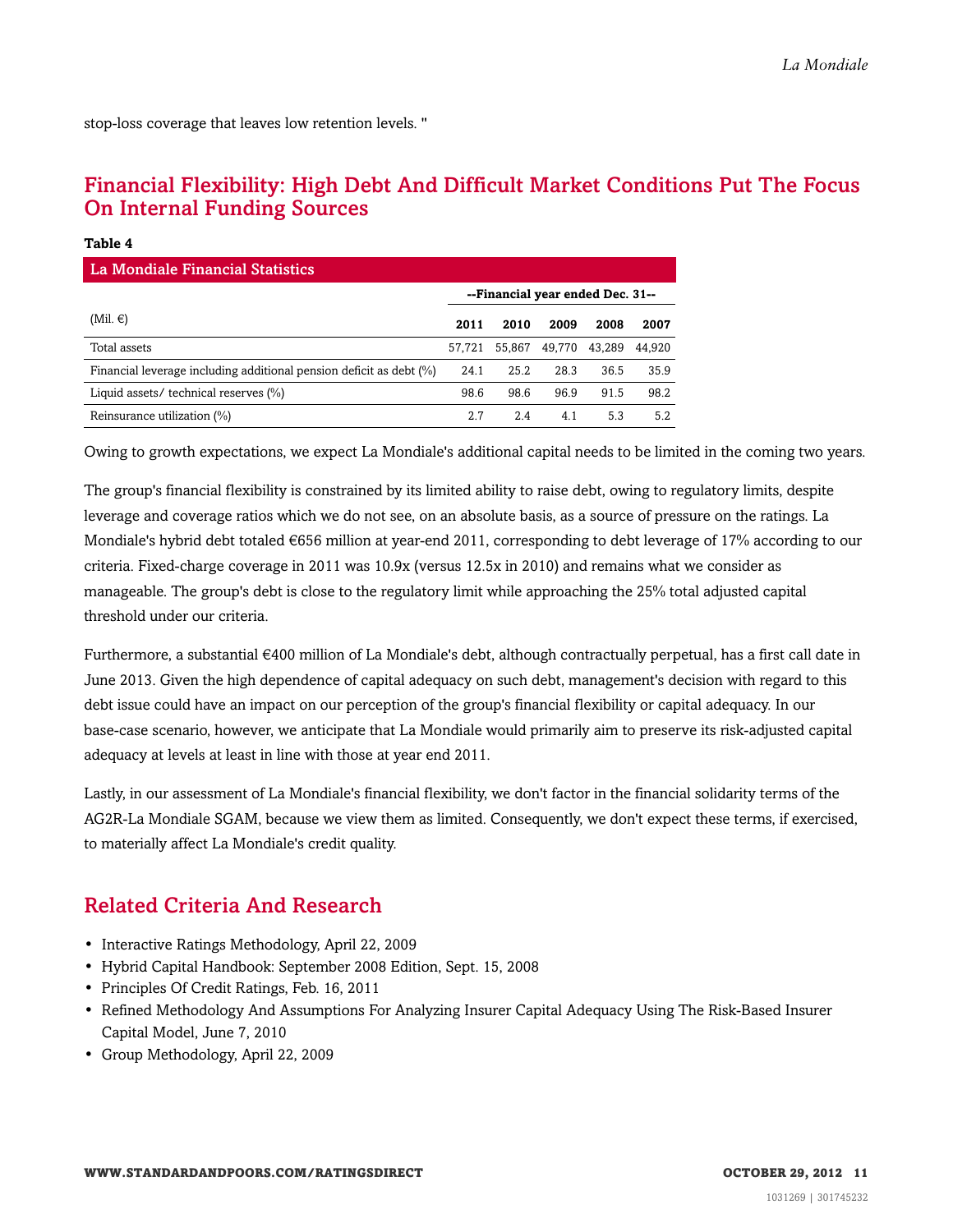stop-loss coverage that leaves low retention levels. "

## Financial Flexibility: High Debt And Difficult Market Conditions Put The Focus On Internal Funding Sources

**Table 4**

| La Mondiale Financial Statistics | | | | | |
|---|---|---|---|---|---|
| | --Financial year ended Dec. 31-- | | | | |
| (Mil. €) | **2011** | **2010** | **2009** | **2008** | **2007** |
| Total assets | 57,721 | 55,867 | 49,770 | 43,289 | 44,920 |
| Financial leverage including additional pension deficit as debt (%) | 24.1 | 25.2 | 28.3 | 36.5 | 35.9 |
| Liquid assets/ technical reserves (%) | 98.6 | 98.6 | 96.9 | 91.5 | 98.2 |
| Reinsurance utilization (%) | 2.7 | 2.4 | 4.1 | 5.3 | 5.2 |

Owing to growth expectations, we expect La Mondiale's additional capital needs to be limited in the coming two years.

The group's financial flexibility is constrained by its limited ability to raise debt, owing to regulatory limits, despite leverage and coverage ratios which we do not see, on an absolute basis, as a source of pressure on the ratings. La Mondiale's hybrid debt totaled €656 million at year-end 2011, corresponding to debt leverage of 17% according to our criteria. Fixed-charge coverage in 2011 was 10.9x (versus 12.5x in 2010) and remains what we consider as manageable. The group's debt is close to the regulatory limit while approaching the 25% total adjusted capital threshold under our criteria.

Furthermore, a substantial €400 million of La Mondiale's debt, although contractually perpetual, has a first call date in June 2013. Given the high dependence of capital adequacy on such debt, management's decision with regard to this debt issue could have an impact on our perception of the group's financial flexibility or capital adequacy. In our base-case scenario, however, we anticipate that La Mondiale would primarily aim to preserve its risk-adjusted capital adequacy at levels at least in line with those at year end 2011.

Lastly, in our assessment of La Mondiale's financial flexibility, we don't factor in the financial solidarity terms of the AG2R-La Mondiale SGAM, because we view them as limited. Consequently, we don't expect these terms, if exercised, to materially affect La Mondiale's credit quality.

## Related Criteria And Research

- Interactive Ratings Methodology, April 22, 2009
- Hybrid Capital Handbook: September 2008 Edition, Sept. 15, 2008
- Principles Of Credit Ratings, Feb. 16, 2011
- Refined Methodology And Assumptions For Analyzing Insurer Capital Adequacy Using The Risk-Based Insurer Capital Model, June 7, 2010
- Group Methodology, April 22, 2009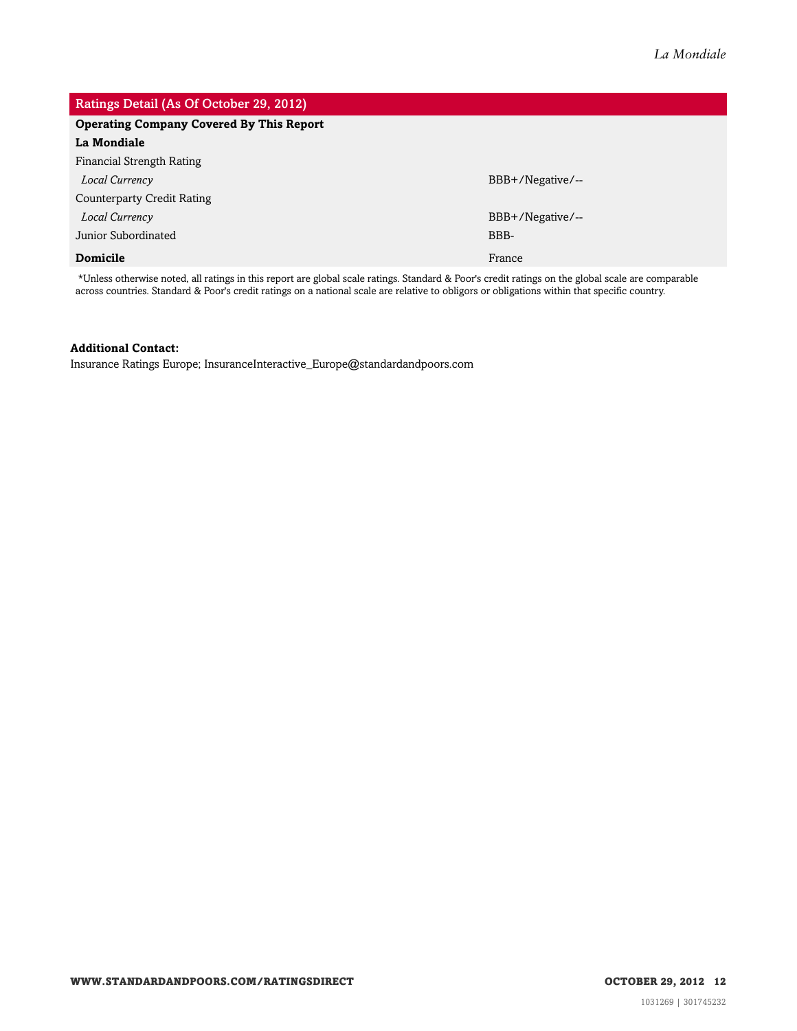| Ratings Detail (As Of October 29, 2012) | |
|---|---|
| **Operating Company Covered By This Report** | |
| **La Mondiale** | |
| Financial Strength Rating | |
| *Local Currency* | BBB+/Negative/-- |
| Counterparty Credit Rating | |
| *Local Currency* | BBB+/Negative/-- |
| Junior Subordinated | BBB- |
| **Domicile** | France |

*Unless otherwise noted, all ratings in this report are global scale ratings. Standard & Poor's credit ratings on the global scale are comparable across countries. Standard & Poor's credit ratings on a national scale are relative to obligors or obligations within that specific country.

**Additional Contact:**
Insurance Ratings Europe; InsuranceInteractive_Europe@standardandpoors.com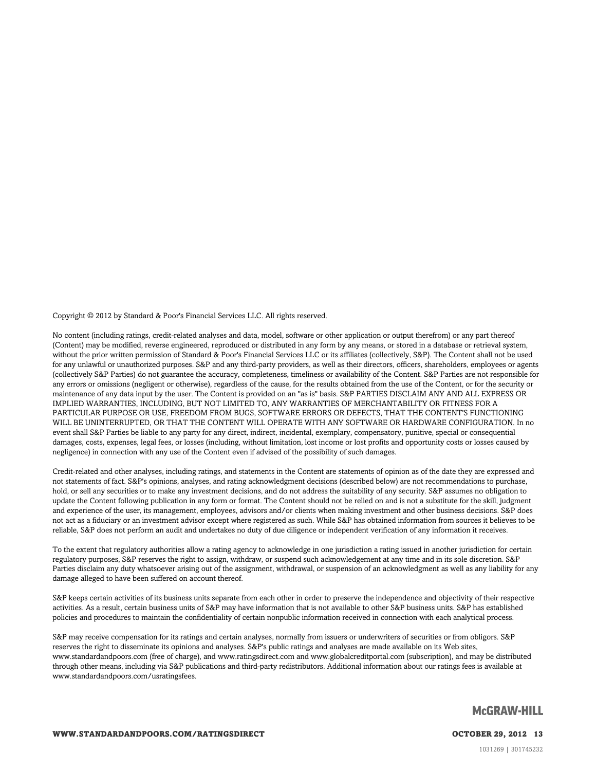Copyright © 2012 by Standard & Poor's Financial Services LLC. All rights reserved.

No content (including ratings, credit-related analyses and data, model, software or other application or output therefrom) or any part thereof (Content) may be modified, reverse engineered, reproduced or distributed in any form by any means, or stored in a database or retrieval system, without the prior written permission of Standard & Poor's Financial Services LLC or its affiliates (collectively, S&P). The Content shall not be used for any unlawful or unauthorized purposes. S&P and any third-party providers, as well as their directors, officers, shareholders, employees or agents (collectively S&P Parties) do not guarantee the accuracy, completeness, timeliness or availability of the Content. S&P Parties are not responsible for any errors or omissions (negligent or otherwise), regardless of the cause, for the results obtained from the use of the Content, or for the security or maintenance of any data input by the user. The Content is provided on an "as is" basis. S&P PARTIES DISCLAIM ANY AND ALL EXPRESS OR IMPLIED WARRANTIES, INCLUDING, BUT NOT LIMITED TO, ANY WARRANTIES OF MERCHANTABILITY OR FITNESS FOR A PARTICULAR PURPOSE OR USE, FREEDOM FROM BUGS, SOFTWARE ERRORS OR DEFECTS, THAT THE CONTENT'S FUNCTIONING WILL BE UNINTERRUPTED, OR THAT THE CONTENT WILL OPERATE WITH ANY SOFTWARE OR HARDWARE CONFIGURATION. In no event shall S&P Parties be liable to any party for any direct, indirect, incidental, exemplary, compensatory, punitive, special or consequential damages, costs, expenses, legal fees, or losses (including, without limitation, lost income or lost profits and opportunity costs or losses caused by negligence) in connection with any use of the Content even if advised of the possibility of such damages.

Credit-related and other analyses, including ratings, and statements in the Content are statements of opinion as of the date they are expressed and not statements of fact. S&P's opinions, analyses, and rating acknowledgment decisions (described below) are not recommendations to purchase, hold, or sell any securities or to make any investment decisions, and do not address the suitability of any security. S&P assumes no obligation to update the Content following publication in any form or format. The Content should not be relied on and is not a substitute for the skill, judgment and experience of the user, its management, employees, advisors and/or clients when making investment and other business decisions. S&P does not act as a fiduciary or an investment advisor except where registered as such. While S&P has obtained information from sources it believes to be reliable, S&P does not perform an audit and undertakes no duty of due diligence or independent verification of any information it receives.

To the extent that regulatory authorities allow a rating agency to acknowledge in one jurisdiction a rating issued in another jurisdiction for certain regulatory purposes, S&P reserves the right to assign, withdraw, or suspend such acknowledgement at any time and in its sole discretion. S&P Parties disclaim any duty whatsoever arising out of the assignment, withdrawal, or suspension of an acknowledgment as well as any liability for any damage alleged to have been suffered on account thereof.

S&P keeps certain activities of its business units separate from each other in order to preserve the independence and objectivity of their respective activities. As a result, certain business units of S&P may have information that is not available to other S&P business units. S&P has established policies and procedures to maintain the confidentiality of certain nonpublic information received in connection with each analytical process.

S&P may receive compensation for its ratings and certain analyses, normally from issuers or underwriters of securities or from obligors. S&P reserves the right to disseminate its opinions and analyses. S&P's public ratings and analyses are made available on its Web sites, www.standardandpoors.com (free of charge), and www.ratingsdirect.com and www.globalcreditportal.com (subscription), and may be distributed through other means, including via S&P publications and third-party redistributors. Additional information about our ratings fees is available at www.standardandpoors.com/usratingsfees.

McGRAW-HILL